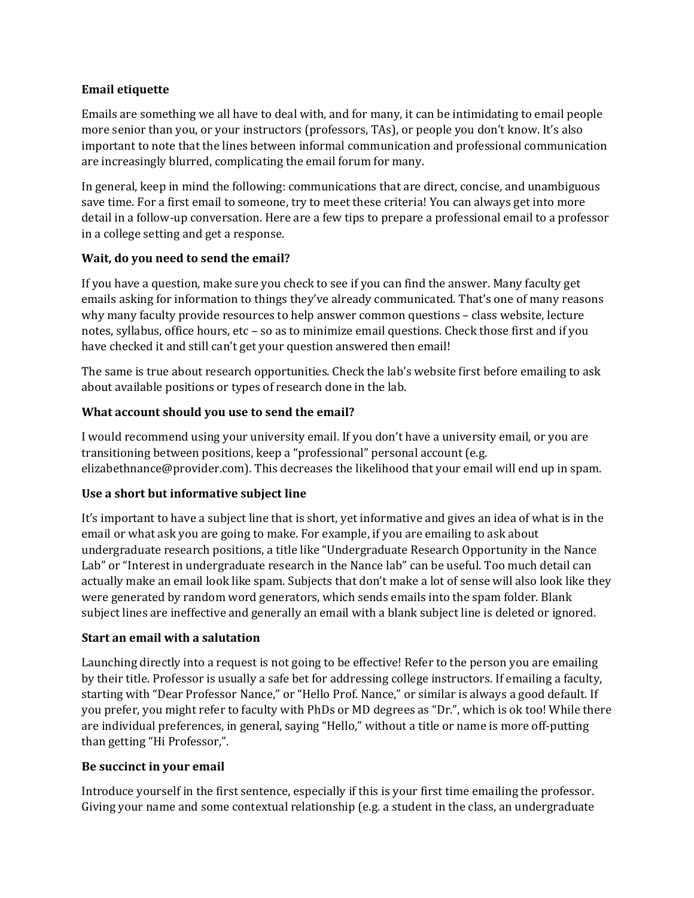**Email etiquette**

Emails are something we all have to deal with, and for many, it can be intimidating to email people more senior than you, or your instructors (professors, TAs), or people you don't know. It's also important to note that the lines between informal communication and professional communication are increasingly blurred, complicating the email forum for many.

In general, keep in mind the following: communications that are direct, concise, and unambiguous save time. For a first email to someone, try to meet these criteria! You can always get into more detail in a follow-up conversation. Here are a few tips to prepare a professional email to a professor in a college setting and get a response.

**Wait, do you need to send the email?**

If you have a question, make sure you check to see if you can find the answer. Many faculty get emails asking for information to things they've already communicated. That's one of many reasons why many faculty provide resources to help answer common questions – class website, lecture notes, syllabus, office hours, etc – so as to minimize email questions. Check those first and if you have checked it and still can't get your question answered then email!

The same is true about research opportunities. Check the lab's website first before emailing to ask about available positions or types of research done in the lab.

**What account should you use to send the email?**

I would recommend using your university email. If you don't have a university email, or you are transitioning between positions, keep a "professional" personal account (e.g. elizabethnance@provider.com). This decreases the likelihood that your email will end up in spam.

**Use a short but informative subject line**

It's important to have a subject line that is short, yet informative and gives an idea of what is in the email or what ask you are going to make. For example, if you are emailing to ask about undergraduate research positions, a title like "Undergraduate Research Opportunity in the Nance Lab" or "Interest in undergraduate research in the Nance lab" can be useful. Too much detail can actually make an email look like spam. Subjects that don't make a lot of sense will also look like they were generated by random word generators, which sends emails into the spam folder. Blank subject lines are ineffective and generally an email with a blank subject line is deleted or ignored.

**Start an email with a salutation**

Launching directly into a request is not going to be effective! Refer to the person you are emailing by their title. Professor is usually a safe bet for addressing college instructors. If emailing a faculty, starting with "Dear Professor Nance," or "Hello Prof. Nance," or similar is always a good default. If you prefer, you might refer to faculty with PhDs or MD degrees as "Dr.", which is ok too! While there are individual preferences, in general, saying "Hello," without a title or name is more off-putting than getting "Hi Professor,".

**Be succinct in your email**

Introduce yourself in the first sentence, especially if this is your first time emailing the professor. Giving your name and some contextual relationship (e.g. a student in the class, an undergraduate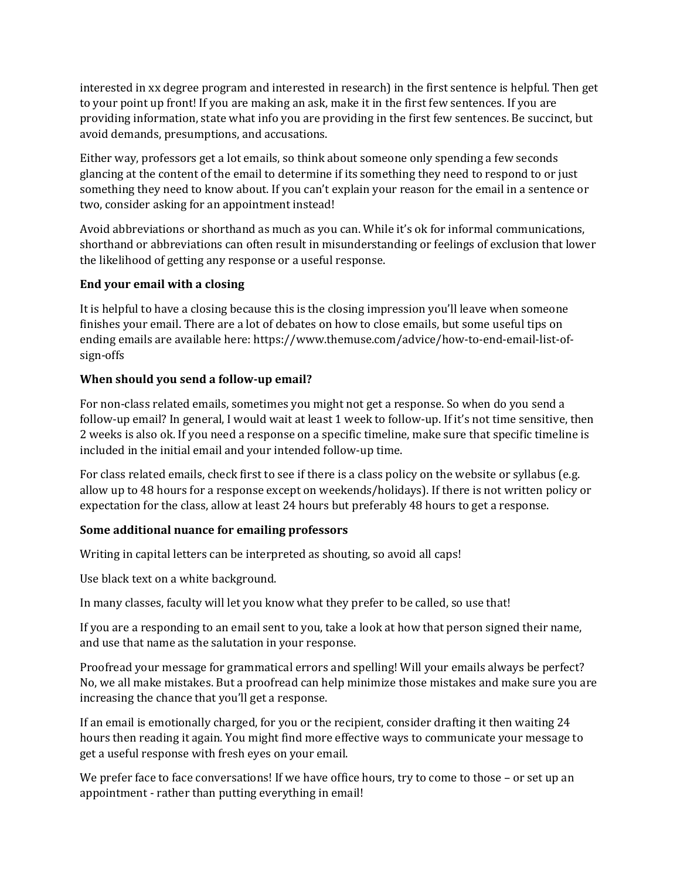interested in xx degree program and interested in research) in the first sentence is helpful. Then get to your point up front! If you are making an ask, make it in the first few sentences. If you are providing information, state what info you are providing in the first few sentences. Be succinct, but avoid demands, presumptions, and accusations.

Either way, professors get a lot emails, so think about someone only spending a few seconds glancing at the content of the email to determine if its something they need to respond to or just something they need to know about. If you can't explain your reason for the email in a sentence or two, consider asking for an appointment instead!

Avoid abbreviations or shorthand as much as you can. While it's ok for informal communications, shorthand or abbreviations can often result in misunderstanding or feelings of exclusion that lower the likelihood of getting any response or a useful response.

**End your email with a closing**

It is helpful to have a closing because this is the closing impression you'll leave when someone finishes your email. There are a lot of debates on how to close emails, but some useful tips on ending emails are available here: https://www.themuse.com/advice/how-to-end-email-list-of-sign-offs

**When should you send a follow-up email?**

For non-class related emails, sometimes you might not get a response. So when do you send a follow-up email? In general, I would wait at least 1 week to follow-up. If it's not time sensitive, then 2 weeks is also ok. If you need a response on a specific timeline, make sure that specific timeline is included in the initial email and your intended follow-up time.

For class related emails, check first to see if there is a class policy on the website or syllabus (e.g. allow up to 48 hours for a response except on weekends/holidays). If there is not written policy or expectation for the class, allow at least 24 hours but preferably 48 hours to get a response.

**Some additional nuance for emailing professors**

Writing in capital letters can be interpreted as shouting, so avoid all caps!

Use black text on a white background.

In many classes, faculty will let you know what they prefer to be called, so use that!

If you are a responding to an email sent to you, take a look at how that person signed their name, and use that name as the salutation in your response.

Proofread your message for grammatical errors and spelling! Will your emails always be perfect? No, we all make mistakes. But a proofread can help minimize those mistakes and make sure you are increasing the chance that you'll get a response.

If an email is emotionally charged, for you or the recipient, consider drafting it then waiting 24 hours then reading it again. You might find more effective ways to communicate your message to get a useful response with fresh eyes on your email.

We prefer face to face conversations! If we have office hours, try to come to those – or set up an appointment - rather than putting everything in email!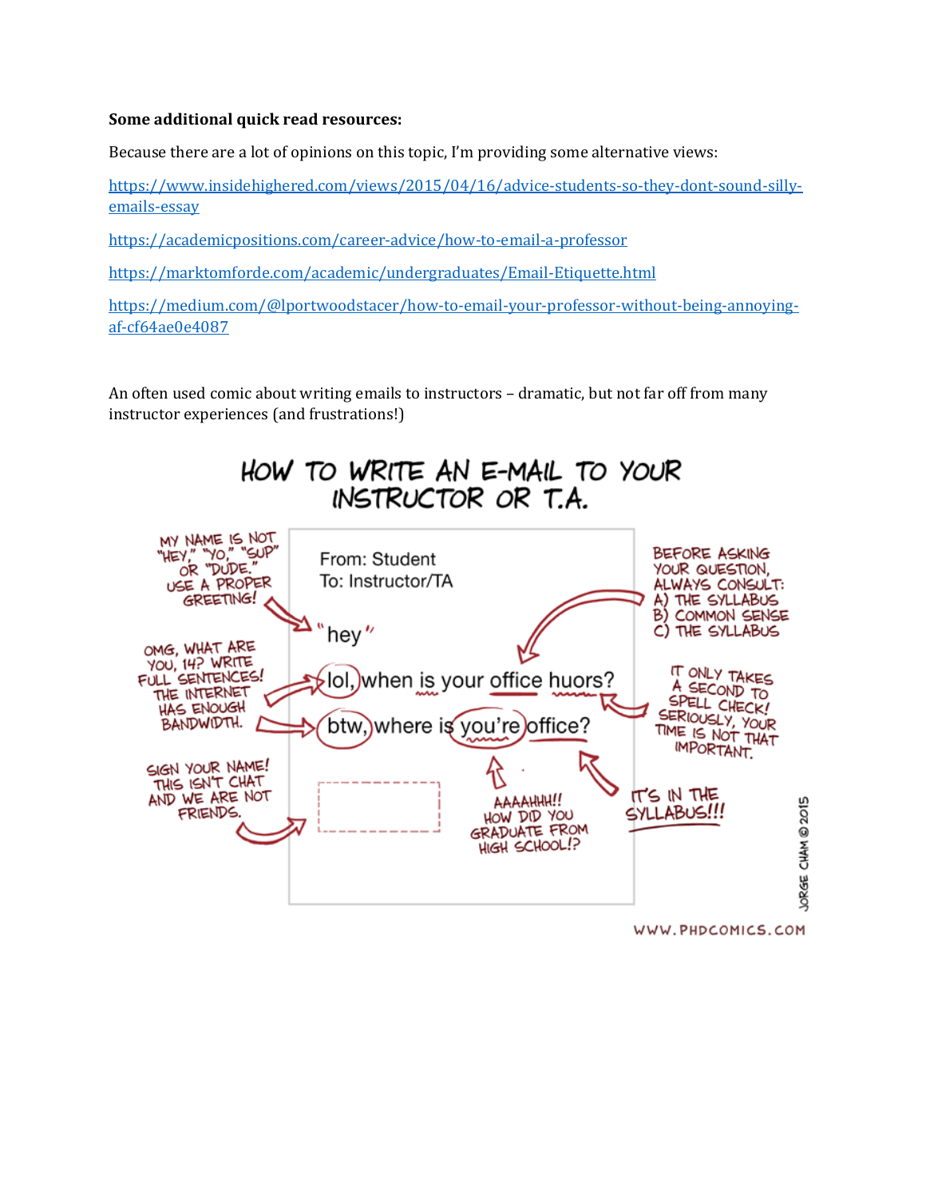**Some additional quick read resources:**

Because there are a lot of opinions on this topic, I'm providing some alternative views:

https://www.insidehighered.com/views/2015/04/16/advice-students-so-they-dont-sound-silly-emails-essay

https://academicpositions.com/career-advice/how-to-email-a-professor

https://marktomforde.com/academic/undergraduates/Email-Etiquette.html

https://medium.com/@lportwoodstacer/how-to-email-your-professor-without-being-annoying-af-cf64ae0e4087

An often used comic about writing emails to instructors – dramatic, but not far off from many instructor experiences (and frustrations!)

HOW TO WRITE AN E-MAIL TO YOUR INSTRUCTOR OR T.A.

MY NAME IS NOT "HEY," "YO," "SUP" OR "DUDE." USE A PROPER GREETING!

From: Student
To: Instructor/TA

"hey"

lol, when is your office huors?

btw, where is you're office?

OMG, WHAT ARE YOU, 14? WRITE FULL SENTENCES! THE INTERNET HAS ENOUGH BANDWIDTH.

SIGN YOUR NAME! THIS ISN'T CHAT AND WE ARE NOT FRIENDS.

BEFORE ASKING YOUR QUESTION, ALWAYS CONSULT: A) THE SYLLABUS B) COMMON SENSE C) THE SYLLABUS

IT ONLY TAKES A SECOND TO SPELL CHECK! SERIOUSLY, YOUR TIME IS NOT THAT IMPORTANT.

AAAAHHH!! HOW DID YOU GRADUATE FROM HIGH SCHOOL!?

IT'S IN THE SYLLABUS!!!

JORGE CHAM © 2015

WWW.PHDCOMICS.COM